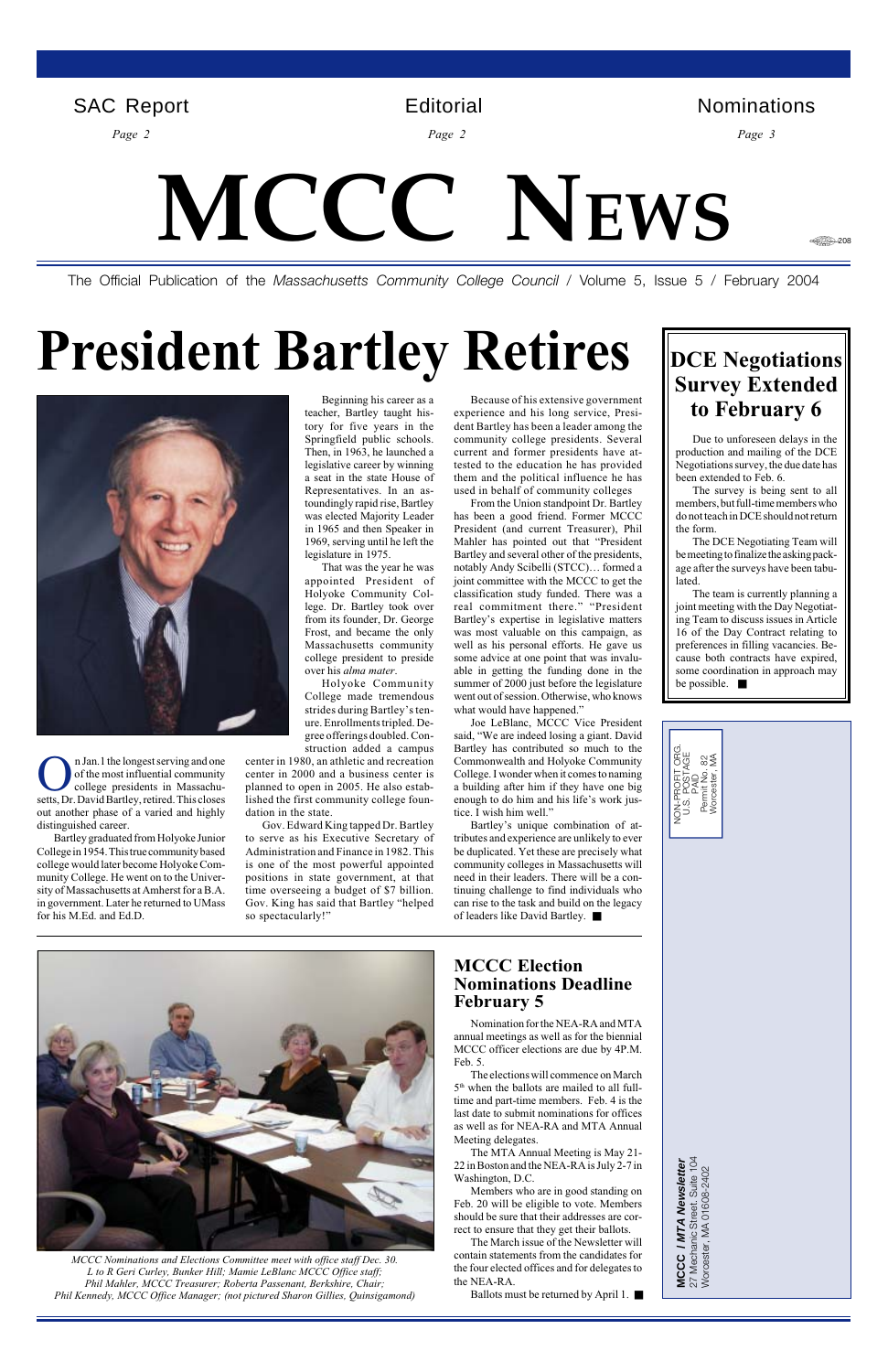SAC Report *Page 2* | Editorial *Page 2* | Nominations *Page 3*

# MCCC NEWS

The Official Publication of the *Massachusetts Community College Council* / Volume 5, Issue 5 / February 2004

# President Bartley Retires

On Jan.1 the longest serving and one of the most influential community college presidents in Massachusetts, Dr. David Bartley, retired. This closes out another phase of a varied and highly distinguished career.

Bartley graduated from Holyoke Junior College in 1954. This true community based college would later become Holyoke Community College. He went on to the University of Massachusetts at Amherst for a B.A. in government. Later he returned to UMass for his M.Ed. and Ed.D.

Beginning his career as a teacher, Bartley taught history for five years in the Springfield public schools. Then, in 1963, he launched a legislative career by winning a seat in the state House of Representatives. In an astoundingly rapid rise, Bartley was elected Majority Leader in 1965 and then Speaker in 1969, serving until he left the legislature in 1975.

That was the year he was appointed President of Holyoke Community College. Dr. Bartley took over from its founder, Dr. George Frost, and became the only Massachusetts community college president to preside over his *alma mater*.

Holyoke Community College made tremendous strides during Bartley's tenure. Enrollments tripled. Degree offerings doubled. Construction added a campus center in 1980, an athletic and recreation center in 2000 and a business center is planned to open in 2005. He also established the first community college foundation in the state.

Gov. Edward King tapped Dr. Bartley to serve as his Executive Secretary of Administration and Finance in 1982. This is one of the most powerful appointed positions in state government, at that time overseeing a budget of $7 billion. Gov. King has said that Bartley "helped so spectacularly!"

Because of his extensive government experience and his long service, President Bartley has been a leader among the community college presidents. Several current and former presidents have attested to the education he has provided them and the political influence he has used in behalf of community colleges

From the Union standpoint Dr. Bartley has been a good friend. Former MCCC President (and current Treasurer), Phil Mahler has pointed out that "President Bartley and several other of the presidents, notably Andy Scibelli (STCC)… formed a joint committee with the MCCC to get the classification study funded. There was a real commitment there." "President Bartley's expertise in legislative matters was most valuable on this campaign, as well as his personal efforts. He gave us some advice at one point that was invaluable in getting the funding done in the summer of 2000 just before the legislature went out of session. Otherwise, who knows what would have happened."

Joe LeBlanc, MCCC Vice President said, "We are indeed losing a giant. David Bartley has contributed so much to the Commonwealth and Holyoke Community College. I wonder when it comes to naming a building after him if they have one big enough to do him and his life's work justice. I wish him well."

Bartley's unique combination of attributes and experience are unlikely to ever be duplicated. Yet these are precisely what community colleges in Massachusetts will need in their leaders. There will be a continuing challenge to find individuals who can rise to the task and build on the legacy of leaders like David Bartley. ■

## DCE Negotiations Survey Extended to February 6

Due to unforeseen delays in the production and mailing of the DCE Negotiations survey, the due date has been extended to Feb. 6.

The survey is being sent to all members, but full-time members who do not teach in DCE should not return the form.

The DCE Negotiating Team will be meeting to finalize the asking package after the surveys have been tabulated.

The team is currently planning a joint meeting with the Day Negotiating Team to discuss issues in Article 16 of the Day Contract relating to preferences in filling vacancies. Because both contracts have expired, some coordination in approach may be possible. ■

NON-PROFIT ORG.
U.S. POSTAGE
PAID
Permit No. 82
Worcester, MA

**MCCC / *MTA Newsletter***
27 Mechanic Street, Suite 104
Worcester, MA 01608-2402

*MCCC Nominations and Elections Committee meet with office staff Dec. 30. L to R Geri Curley, Bunker Hill; Mamie LeBlanc MCCC Office staff; Phil Mahler, MCCC Treasurer; Roberta Passenant, Berkshire, Chair; Phil Kennedy, MCCC Office Manager; (not pictured Sharon Gillies, Quinsigamond)*

## MCCC Election Nominations Deadline February 5

Nomination for the NEA-RA and MTA annual meetings as well as for the biennial MCCC officer elections are due by 4P.M. Feb. 5.

The elections will commence on March 5th when the ballots are mailed to all full-time and part-time members. Feb. 4 is the last date to submit nominations for offices as well as for NEA-RA and MTA Annual Meeting delegates.

The MTA Annual Meeting is May 21-22 in Boston and the NEA-RA is July 2-7 in Washington, D.C.

Members who are in good standing on Feb. 20 will be eligible to vote. Members should be sure that their addresses are correct to ensure that they get their ballots.

The March issue of the Newsletter will contain statements from the candidates for the four elected offices and for delegates to the NEA-RA.

Ballots must be returned by April 1. ■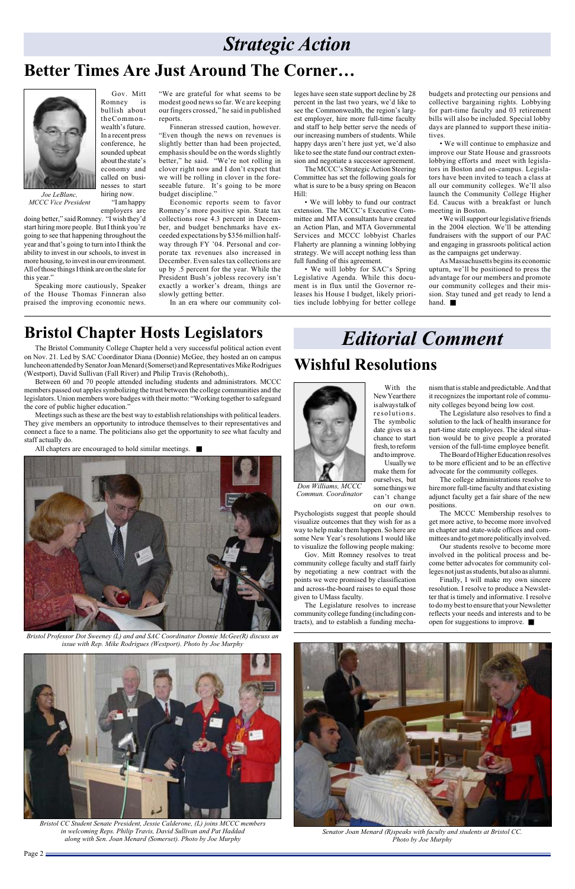# Strategic Action

## Better Times Are Just Around The Corner…

*Joe LeBlanc, MCCC Vice President*

Gov. Mitt Romney is bullish about the Commonwealth's future. In a recent press conference, he sounded upbeat about the state's economy and called on businesses to start hiring now.

"I am happy employers are doing better," said Romney. "I wish they'd start hiring more people. But I think you're going to see that happening throughout the year and that's going to turn into I think the ability to invest in our schools, to invest in more housing, to invest in our environment. All of those things I think are on the slate for this year."

Speaking more cautiously, Speaker of the House Thomas Finneran also praised the improving economic news. "We are grateful for what seems to be modest good news so far. We are keeping our fingers crossed," he said in published reports.

Finneran stressed caution, however. "Even though the news on revenues is slightly better than had been projected, emphasis should be on the words slightly better," he said. "We're not rolling in clover right now and I don't expect that we will be rolling in clover in the foreseeable future. It's going to be more budget discipline."

Economic reports seem to favor Romney's more positive spin. State tax collections rose 4.3 percent in December, and budget benchmarks have exceeded expectations by $356 million halfway through FY '04. Personal and corporate tax revenues also increased in December. Even sales tax collections are up by .5 percent for the year. While the President Bush's jobless recovery isn't exactly a worker's dream, things are slowly getting better.

In an era where our community colleges have seen state support decline by 28 percent in the last two years, we'd like to see the Commonwealth, the region's largest employer, hire more full-time faculty and staff to help better serve the needs of our increasing numbers of students. While happy days aren't here just yet, we'd also like to see the state fund our contract extension and negotiate a successor agreement.

The MCCC's Strategic Action Steering Committee has set the following goals for what is sure to be a busy spring on Beacon Hill:

• We will lobby to fund our contract extension. The MCCC's Executive Committee and MTA consultants have created an Action Plan, and MTA Governmental Services and MCCC lobbyist Charles Flaherty are planning a winning lobbying strategy. We will accept nothing less than full funding of this agreement.

• We will lobby for SAC's Spring Legislative Agenda. While this document is in flux until the Governor releases his House I budget, likely priorities include lobbying for better college budgets and protecting our pensions and collective bargaining rights. Lobbying for part-time faculty and 03 retirement bills will also be included. Special lobby days are planned to support these initiatives.

• We will continue to emphasize and improve our State House and grassroots lobbying efforts and meet with legislators in Boston and on-campus. Legislators have been invited to teach a class at all our community colleges. We'll also launch the Community College Higher Ed. Caucus with a breakfast or lunch meeting in Boston.

• We will support our legislative friends in the 2004 election. We'll be attending fundraisers with the support of our PAC and engaging in grassroots political action as the campaigns get underway.

As Massachusetts begins its economic upturn, we'll be positioned to press the advantage for our members and promote our community colleges and their mission. Stay tuned and get ready to lend a hand. ■

## Bristol Chapter Hosts Legislators

The Bristol Community College Chapter held a very successful political action event on Nov. 21. Led by SAC Coordinator Diana (Donnie) McGee, they hosted an on campus luncheon attended by Senator Joan Menard (Somerset) and Representatives Mike Rodrigues (Westport), David Sullivan (Fall River) and Philip Travis (Rehoboth),.

Between 60 and 70 people attended including students and administrators. MCCC members passed out apples symbolizing the trust between the college communities and the legislators. Union members wore badges with their motto: "Working together to safeguard the core of public higher education."

Meetings such as these are the best way to establish relationships with political leaders. They give members an opportunity to introduce themselves to their representatives and connect a face to a name. The politicians also get the opportunity to see what faculty and staff actually do.

All chapters are encouraged to hold similar meetings. ■

*Bristol Professor Dot Sweeney (L) and and SAC Coordinator Donnie McGee(R) discuss an issue with Rep. Mike Rodrigues (Westport). Photo by Joe Murphy*

*Bristol CC Student Senate President, Jessie Calderone, (L) joins MCCC members in welcoming Reps. Philip Travis, David Sullivan and Pat Haddad along with Sen. Joan Menard (Somerset). Photo by Joe Murphy*

# Editorial Comment

## Wishful Resolutions

*Don Williams, MCCC Commun. Coordinator*

With the New Year there is always talk of resolutions. The symbolic date gives us a chance to start fresh, to reform and to improve.

Usually we make them for ourselves, but some things we can't change on our own. Psychologists suggest that people should visualize outcomes that they wish for as a way to help make them happen. So here are some New Year's resolutions I would like to visualize the following people making:

Gov. Mitt Romney resolves to treat community college faculty and staff fairly by negotiating a new contract with the points we were promised by classification and across-the-board raises to equal those given to UMass faculty.

The Legislature resolves to increase community college funding (including contracts), and to establish a funding mechanism that is stable and predictable. And that it recognizes the important role of community colleges beyond being low cost.

The Legislature also resolves to find a solution to the lack of health insurance for part-time state employees. The ideal situation would be to give people a prorated version of the full-time employee benefit.

The Board of Higher Education resolves to be more efficient and to be an effective advocate for the community colleges.

The college administrations resolve to hire more full-time faculty and that existing adjunct faculty get a fair share of the new positions.

The MCCC Membership resolves to get more active, to become more involved in chapter and state-wide offices and committees and to get more politically involved.

Our students resolve to become more involved in the political process and become better advocates for community colleges not just as students, but also as alumni.

Finally, I will make my own sincere resolution. I resolve to produce a Newsletter that is timely and informative. I resolve to do my best to ensure that your Newsletter reflects your needs and interests and to be open for suggestions to improve. ■

*Senator Joan Menard (R)speaks with faculty and students at Bristol CC. Photo by Joe Murphy*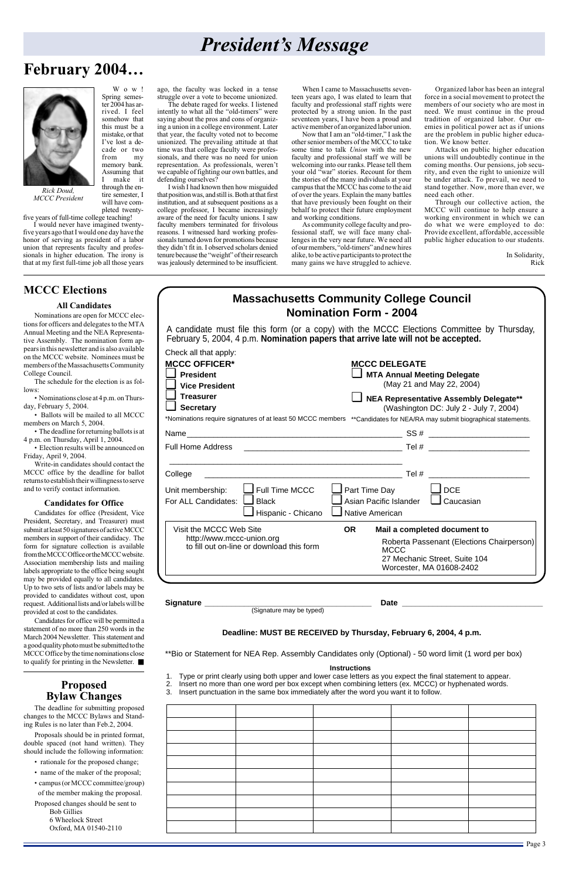# President's Message

## February 2004…

Rick Doud, MCCC President

Wow! Spring semester 2004 has arrived. I feel somehow that this must be a mistake, or that I've lost a decade or two from my memory bank. Assuming that I make it through the entire semester, I will have completed twenty-five years of full-time college teaching!

I would never have imagined twenty-five years ago that I would one day have the honor of serving as president of a labor union that represents faculty and professionals in higher education. The irony is that at my first full-time job all those years ago, the faculty was locked in a tense struggle over a vote to become unionized.

The debate raged for weeks. I listened intently to what all the "old-timers" were saying about the pros and cons of organizing a union in a college environment. Later that year, the faculty voted not to become unionized. The prevailing attitude at that time was that college faculty were professionals, and there was no need for union representation. As professionals, weren't we capable of fighting our own battles, and defending ourselves?

I wish I had known then how misguided that position was, and still is. Both at that first institution, and at subsequent positions as a college professor, I became increasingly aware of the need for faculty unions. I saw faculty members terminated for frivolous reasons. I witnessed hard working professionals turned down for promotions because they didn't fit in. I observed scholars denied tenure because the "weight" of their research was jealously determined to be insufficient.

When I came to Massachusetts seventeen years ago, I was elated to learn that faculty and professional staff rights were protected by a strong union. In the past seventeen years, I have been a proud and active member of an organized labor union.

Now that I am an "old-timer," I ask the other senior members of the MCCC to take some time to talk *Union* with the new faculty and professional staff we will be welcoming into our ranks. Please tell them your old "war" stories. Recount for them the stories of the many individuals at your campus that the MCCC has come to the aid of over the years. Explain the many battles that have previously been fought on their behalf to protect their future employment and working conditions.

As community college faculty and professional staff, we will face many challenges in the very near future. We need all of our members, "old-timers" and new hires alike, to be active participants to protect the many gains we have struggled to achieve.

Organized labor has been an integral force in a social movement to protect the members of our society who are most in need. We must continue in the proud tradition of organized labor. Our enemies in political power act as if unions are the problem in public higher education. We know better.

Attacks on public higher education unions will undoubtedly continue in the coming months. Our pensions, job security, and even the right to unionize will be under attack. To prevail, we need to stand together. Now, more than ever, we need each other.

Through our collective action, the MCCC will continue to help ensure a working environment in which we can do what we were employed to do: Provide excellent, affordable, accessible public higher education to our students.

In Solidarity,
Rick

## MCCC Elections

### All Candidates

Nominations are open for MCCC elections for officers and delegates to the MTA Annual Meeting and the NEA Representative Assembly. The nomination form appears in this newsletter and is also available on the MCCC website. Nominees must be members of the Massachusetts Community College Council.

The schedule for the election is as follows:

- Nominations close at 4 p.m. on Thursday, February 5, 2004.
- Ballots will be mailed to all MCCC members on March 5, 2004.
- The deadline for returning ballots is at 4 p.m. on Thursday, April 1, 2004.
- Election results will be announced on Friday, April 9, 2004.

Write-in candidates should contact the MCCC office by the deadline for ballot returns to establish their willingness to serve and to verify contact information.

### Candidates for Office

Candidates for office (President, Vice President, Secretary, and Treasurer) must submit at least 50 signatures of active MCCC members in support of their candidacy. The form for signature collection is available from the MCCC Office or the MCCC website. Association membership lists and mailing labels appropriate to the office being sought may be provided equally to all candidates. Up to two sets of lists and/or labels may be provided to candidates without cost, upon request. Additional lists and/or labels will be provided at cost to the candidates.

Candidates for office will be permitted a statement of no more than 250 words in the March 2004 Newsletter. This statement and a good quality photo must be submitted to the MCCC Office by the time nominations close to qualify for printing in the Newsletter. ■

## Proposed Bylaw Changes

The deadline for submitting proposed changes to the MCCC Bylaws and Standing Rules is no later than Feb.2, 2004.

Proposals should be in printed format, double spaced (not hand written). They should include the following information:

- rationale for the proposed change;
- name of the maker of the proposal;
- campus (or MCCC committee/group) of the member making the proposal.

Proposed changes should be sent to
Bob Gillies
6 Wheelock Street
Oxford, MA 01540-2110

## Massachusetts Community College Council Nomination Form - 2004

A candidate must file this form (or a copy) with the MCCC Elections Committee by Thursday, February 5, 2004, 4 p.m. **Nomination papers that arrive late will not be accepted.**

Check all that apply:

**MCCC OFFICER***
- ☐ **President**
- ☐ **Vice President**
- ☐ **Treasurer**
- ☐ **Secretary**

**MCCC DELEGATE**
- ☐ **MTA Annual Meeting Delegate** (May 21 and May 22, 2004)
- ☐ **NEA Representative Assembly Delegate**** (Washington DC: July 2 - July 7, 2004)

*Nominations require signatures of at least 50 MCCC members **Candidates for NEA/RA may submit biographical statements.

Name ____________________ SS # ____________

Full Home Address ____________________ Tel # ____________

____________________

College ____________________ Tel # ____________

Unit membership: ☐ Full Time MCCC ☐ Part Time Day ☐ DCE

For ALL Candidates: ☐ Black ☐ Asian Pacific Islander ☐ Caucasian ☐ Hispanic - Chicano ☐ Native American

Visit the MCCC Web Site http://www.mccc-union.org to fill out on-line or download this form

**OR** **Mail a completed document to**

Roberta Passenant (Elections Chairperson)
MCCC
27 Mechanic Street, Suite 104
Worcester, MA 01608-2402

**Signature** ____________________ (Signature may be typed) **Date** ____________

**Deadline: MUST BE RECEIVED by Thursday, February 6, 2004, 4 p.m.**

**Bio or Statement for NEA Rep. Assembly Candidates only (Optional) - 50 word limit (1 word per box)

**Instructions**

1. Type or print clearly using both upper and lower case letters as you expect the final statement to appear.
2. Insert no more than one word per box except when combining letters (ex. MCCC) or hyphenated words.
3. Insert punctuation in the same box immediately after the word you want it to follow.

| | | | | |
|---|---|---|---|---|
| | | | | |
| | | | | |
| | | | | |
| | | | | |
| | | | | |
| | | | | |
| | | | | |
| | | | | |
| | | | | |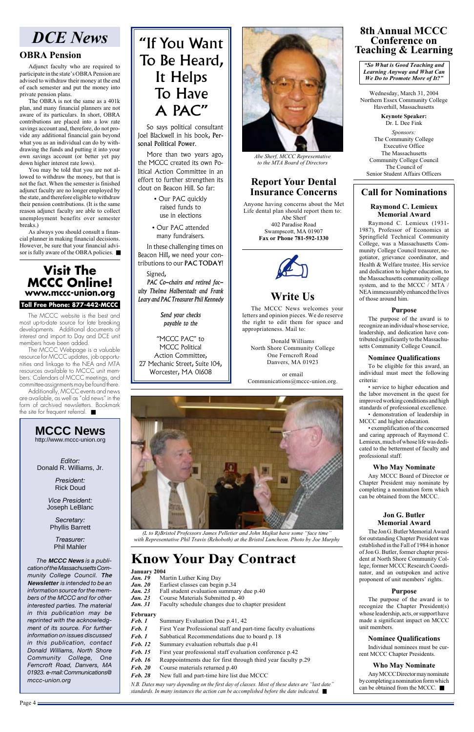# DCE News

## OBRA Pension

Adjunct faculty who are required to participate in the state's OBRA Pension are advised to withdraw their money at the end of each semester and put the money into private pension plans.

The OBRA is not the same as a 401k plan, and many financial planners are not aware of its particulars. In short, OBRA contributions are placed into a low rate savings account and, therefore, do not provide any additional financial gain beyond what you as an individual can do by withdrawing the funds and putting it into your own savings account (or better yet pay down higher interest rate lows).

You may be told that you are not allowed to withdraw the money, but that is not the fact. When the semester is finished adjunct faculty are no longer employed by the state, and therefore eligible to withdraw their pension contributions. (It is the same reason adjunct faculty are able to collect unemployment benefits over semester breaks.)

As always you should consult a financial planner in making financial decisions. However, be sure that your financial advisor is fully aware of the OBRA policies.

## Visit The MCCC Online!

**www.mccc-union.org**

**Toll Free Phone: 877-442-MCCC**

The MCCC website is the best and most up-to-date source for late breaking developments. Additional documents of interest and import to Day and DCE unit members have been added.

The MCCC Webpage is a valuable resource for MCCC updates, job opportunities and linkage to the NEA and MTA resources available to MCCC unit members. Calendars of MCCC meetings, and committee assignments may be found there.

Additionally, MCCC events and news are available, as well as "old news" in the form of archived newsletters. Bookmark the site for frequent referral.

## MCCC News

http://www.mccc-union.org

*Editor:*
Donald R. Williams, Jr.

*President:*
Rick Doud

*Vice President:*
Joseph LeBlanc

*Secretary:*
Phyllis Barrett

*Treasurer:*
Phil Mahler

*The **MCCC News** is a publication of the Massachusetts Community College Council. **The Newsletter** is intended to be an information source for the members of the MCCC and for other interested parties. The material in this publication may be reprinted with the acknowledgment of its source. For further information on issues discussed in this publication, contact Donald Williams, North Shore Community College, One Ferncroft Road, Danvers, MA 01923. e-mail: Communications@mccc-union.org*

## "If You Want To Be Heard, It Helps To Have A PAC"

So says political consultant Joel Blackwell in his book, Personal Political Power.

More than two years ago, the MCCC created its own Political Action Committee in an effort to further strengthen its clout on Beacon Hill. So far:

- Our PAC quickly raised funds to use in elections
- Our PAC attended many fundraisers.

In these challenging times on Beacon Hill, we need your contributions to our PAC TODAY!

Signed,

*PAC Co–chairs and retired faculty Thelma Halberstadt and Frank Leary and PAC Treasurer Phil Kennedy*

*Send your checks payable to the*

"MCCC PAC" to
MCCC Political
Action Committee,
27 Mechanic Street, Suite 104,
Worcester, MA 01608

*Abe Sherf, MCCC Representative to the MTA Board of Directors*

## Report Your Dental Insurance Concerns

Anyone having concerns about the Met Life dental plan should report them to:

Abe Sherf
402 Paradise Road
Swampscott, MA 01907
**Fax or Phone 781-592-1330**

## Write Us

The MCCC News welcomes your letters and opinion pieces. We do reserve the right to edit them for space and appropriateness. Mail to:

Donald Williams
North Shore Community College
One Ferncroft Road
Danvers, MA 01923

or email
Communications@mccc-union.org.

*(L to R)Bristol Professors James Pelletier and John Majkut have some "face time" with Representative Phil Travis (Rehoboth) at the Bristol Luncheon. Photo by Joe Murphy*

## Know Your Day Contract

**January 2004**

| | |
|---|---|
| ***Jan. 19*** | Martin Luther King Day |
| ***Jan. 20*** | Earliest classes can begin p.34 |
| ***Jan. 23*** | Fall student evaluation summary due p.40 |
| ***Jan. 23*** | Course Materials Submitted p. 40 |
| ***Jan. 31*** | Faculty schedule changes due to chapter president |

**February**

| | |
|---|---|
| ***Feb. 1*** | Summary Evaluation Due p.41, 42 |
| ***Feb. 1*** | First Year Professional staff and part-time faculty evaluations |
| ***Feb. 1*** | Sabbatical Recommendations due to board p. 18 |
| ***Feb. 12*** | Summary evaluation rebuttals due p.41 |
| ***Feb. 15*** | First year professional staff evaluation conference p.42 |
| ***Feb. 16*** | Reappointments due for first through third year faculty p.29 |
| ***Feb. 20*** | Course materials returned p.40 |
| ***Feb. 28*** | New full and part-time hire list due MCCC |

*N.B. Dates may vary depending on the first day of classes. Most of these dates are "last date" standards. In many instances the action can be accomplished before the date indicated.*

## 8th Annual MCCC Conference on Teaching & Learning

***"So What is Good Teaching and Learning Anyway and What Can We Do to Promote More of It?"***

Wednesday, March 31, 2004
Northern Essex Community College
Haverhill, Massachusetts

**Keynote Speaker:**
Dr. L Dee Fink

*Sponsors:*
The Community College Executive Office
The Massachusetts Community College Council
The Council of Senior Student Affairs Officers

## Call for Nominations

### Raymond C. Lemieux Memorial Award

Raymond C. Lemieux (1931-1987), Professor of Economics at Springfield Technical Community College, was a Massachusetts Community College Council treasurer, negotiator, grievance coordinator, and Health & Welfare trustee. His service and dedication to higher education, to the Massachusetts community college system, and to the MCCC / MTA / NEA immeasurably enhanced the lives of those around him.

#### Purpose

The purpose of the award is to recognize an individual whose service, leadership, and dedication have contributed significantly to the Massachusetts Community College Council.

#### Nominee Qualifications

To be eligible for this award, an individual must meet the following criteria:

- service to higher education and the labor movement in the quest for improved working conditions and high standards of professional excellence.
- demonstration of leadership in MCCC and higher education.
- exemplification of the concerned and caring approach of Raymond C. Lemieux, much of whose life was dedicated to the betterment of faculty and professional staff.

#### Who May Nominate

Any MCCC Board of Director or Chapter President may nominate by completing a nomination form which can be obtained from the MCCC.

### Jon G. Butler Memorial Award

The Jon G. Butler Memorial Award for outstanding Chapter President was established in the Fall of 1984 in honor of Jon G. Butler, former chapter president at North Shore Community College, former MCCC Research Coordinator, and an outspoken and active proponent of unit members' rights.

#### Purpose

The purpose of the award is to recognize the Chapter President(s) whose leadership, acts, or support have made a significant impact on MCCC unit members.

#### Nominee Qualifications

Individual nominees must be current MCCC Chapter Presidents.

#### Who May Nominate

Any MCCC Director may nominate by completing a nomination form which can be obtained from the MCCC.